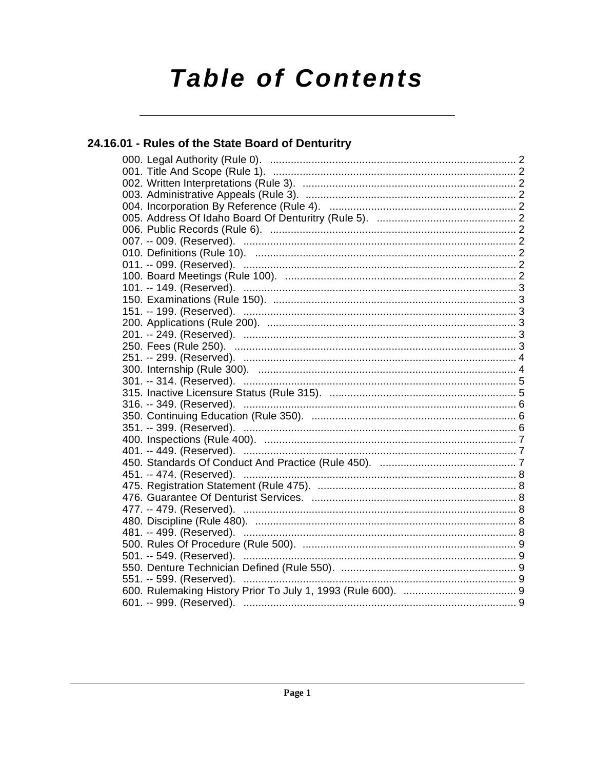# Table of Contents

## 24.16.01 - Rules of the State Board of Denturitry

000. Legal Authority (Rule 0). .......... 2
001. Title And Scope (Rule 1). .......... 2
002. Written Interpretations (Rule 3). .......... 2
003. Administrative Appeals (Rule 3). .......... 2
004. Incorporation By Reference (Rule 4). .......... 2
005. Address Of Idaho Board Of Denturitry (Rule 5). .......... 2
006. Public Records (Rule 6). .......... 2
007. -- 009. (Reserved). .......... 2
010. Definitions (Rule 10). .......... 2
011. -- 099. (Reserved). .......... 2
100. Board Meetings (Rule 100). .......... 2
101. -- 149. (Reserved). .......... 3
150. Examinations (Rule 150). .......... 3
151. -- 199. (Reserved). .......... 3
200. Applications (Rule 200). .......... 3
201. -- 249. (Reserved). .......... 3
250. Fees (Rule 250). .......... 3
251. -- 299. (Reserved). .......... 4
300. Internship (Rule 300). .......... 4
301. -- 314. (Reserved). .......... 5
315. Inactive Licensure Status (Rule 315). .......... 5
316. -- 349. (Reserved). .......... 6
350. Continuing Education (Rule 350). .......... 6
351. -- 399. (Reserved). .......... 6
400. Inspections (Rule 400). .......... 7
401. -- 449. (Reserved). .......... 7
450. Standards Of Conduct And Practice (Rule 450). .......... 7
451. -- 474. (Reserved). .......... 8
475. Registration Statement (Rule 475). .......... 8
476. Guarantee Of Denturist Services. .......... 8
477. -- 479. (Reserved). .......... 8
480. Discipline (Rule 480). .......... 8
481. -- 499. (Reserved). .......... 8
500. Rules Of Procedure (Rule 500). .......... 9
501. -- 549. (Reserved). .......... 9
550. Denture Technician Defined (Rule 550). .......... 9
551. -- 599. (Reserved). .......... 9
600. Rulemaking History Prior To July 1, 1993 (Rule 600). .......... 9
601. -- 999. (Reserved). .......... 9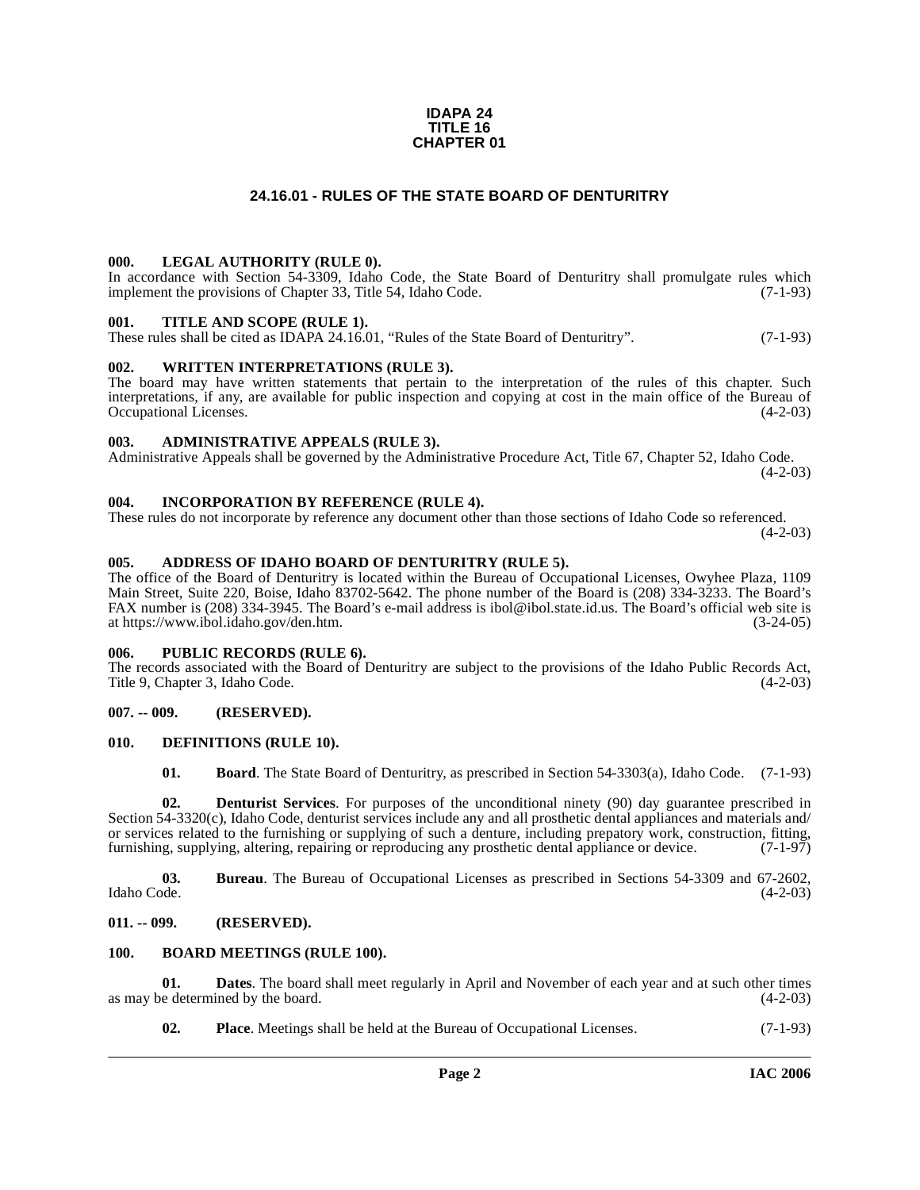**IDAPA 24**
**TITLE 16**
**CHAPTER 01**

# 24.16.01 - RULES OF THE STATE BOARD OF DENTURITRY

### 000. LEGAL AUTHORITY (RULE 0).

In accordance with Section 54-3309, Idaho Code, the State Board of Denturitry shall promulgate rules which implement the provisions of Chapter 33, Title 54, Idaho Code. (7-1-93)

### 001. TITLE AND SCOPE (RULE 1).

These rules shall be cited as IDAPA 24.16.01, "Rules of the State Board of Denturitry". (7-1-93)

### 002. WRITTEN INTERPRETATIONS (RULE 3).

The board may have written statements that pertain to the interpretation of the rules of this chapter. Such interpretations, if any, are available for public inspection and copying at cost in the main office of the Bureau of Occupational Licenses. (4-2-03)

### 003. ADMINISTRATIVE APPEALS (RULE 3).

Administrative Appeals shall be governed by the Administrative Procedure Act, Title 67, Chapter 52, Idaho Code. (4-2-03)

### 004. INCORPORATION BY REFERENCE (RULE 4).

These rules do not incorporate by reference any document other than those sections of Idaho Code so referenced. (4-2-03)

### 005. ADDRESS OF IDAHO BOARD OF DENTURITRY (RULE 5).

The office of the Board of Denturitry is located within the Bureau of Occupational Licenses, Owyhee Plaza, 1109 Main Street, Suite 220, Boise, Idaho 83702-5642. The phone number of the Board is (208) 334-3233. The Board's FAX number is (208) 334-3945. The Board's e-mail address is ibol@ibol.state.id.us. The Board's official web site is at https://www.ibol.idaho.gov/den.htm. (3-24-05)

### 006. PUBLIC RECORDS (RULE 6).

The records associated with the Board of Denturitry are subject to the provisions of the Idaho Public Records Act, Title 9, Chapter 3, Idaho Code. (4-2-03)

### 007. -- 009. (RESERVED).

### 010. DEFINITIONS (RULE 10).

**01. Board**. The State Board of Denturitry, as prescribed in Section 54-3303(a), Idaho Code. (7-1-93)

**02. Denturist Services**. For purposes of the unconditional ninety (90) day guarantee prescribed in Section 54-3320(c), Idaho Code, denturist services include any and all prosthetic dental appliances and materials and/or services related to the furnishing or supplying of such a denture, including prepatory work, construction, fitting, furnishing, supplying, altering, repairing or reproducing any prosthetic dental appliance or device. (7-1-97)

**03. Bureau**. The Bureau of Occupational Licenses as prescribed in Sections 54-3309 and 67-2602, Idaho Code. (4-2-03)

### 011. -- 099. (RESERVED).

### 100. BOARD MEETINGS (RULE 100).

**01. Dates**. The board shall meet regularly in April and November of each year and at such other times as may be determined by the board. (4-2-03)

**02. Place**. Meetings shall be held at the Bureau of Occupational Licenses. (7-1-93)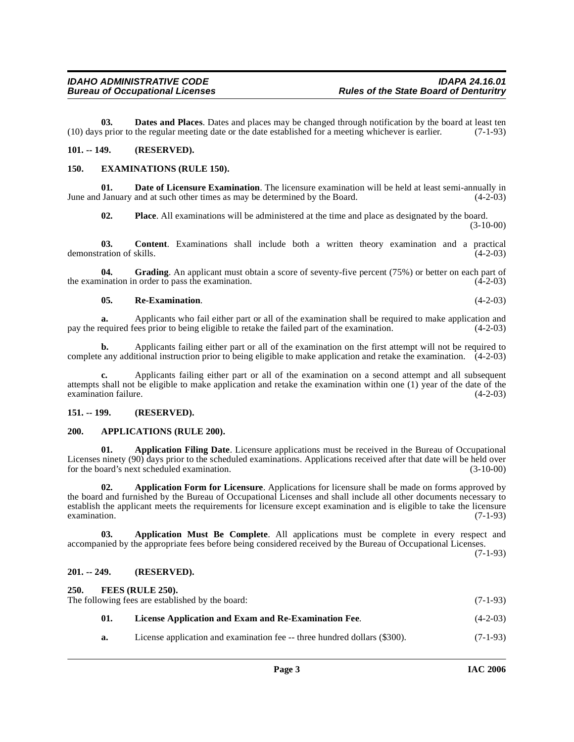**03. Dates and Places**. Dates and places may be changed through notification by the board at least ten (10) days prior to the regular meeting date or the date established for a meeting whichever is earlier. (7-1-93)

## 101. -- 149. (RESERVED).

## 150. EXAMINATIONS (RULE 150).

**01. Date of Licensure Examination**. The licensure examination will be held at least semi-annually in June and January and at such other times as may be determined by the Board. (4-2-03)

**02. Place**. All examinations will be administered at the time and place as designated by the board. (3-10-00)

**03. Content**. Examinations shall include both a written theory examination and a practical demonstration of skills. (4-2-03)

**04. Grading**. An applicant must obtain a score of seventy-five percent (75%) or better on each part of the examination in order to pass the examination. (4-2-03)

**05. Re-Examination**. (4-2-03)

**a.** Applicants who fail either part or all of the examination shall be required to make application and pay the required fees prior to being eligible to retake the failed part of the examination. (4-2-03)

**b.** Applicants failing either part or all of the examination on the first attempt will not be required to complete any additional instruction prior to being eligible to make application and retake the examination. (4-2-03)

**c.** Applicants failing either part or all of the examination on a second attempt and all subsequent attempts shall not be eligible to make application and retake the examination within one (1) year of the date of the examination failure. (4-2-03)

## 151. -- 199. (RESERVED).

## 200. APPLICATIONS (RULE 200).

**01. Application Filing Date**. Licensure applications must be received in the Bureau of Occupational Licenses ninety (90) days prior to the scheduled examinations. Applications received after that date will be held over for the board's next scheduled examination. (3-10-00)

**02. Application Form for Licensure**. Applications for licensure shall be made on forms approved by the board and furnished by the Bureau of Occupational Licenses and shall include all other documents necessary to establish the applicant meets the requirements for licensure except examination and is eligible to take the licensure examination. (7-1-93)

**03. Application Must Be Complete**. All applications must be complete in every respect and accompanied by the appropriate fees before being considered received by the Bureau of Occupational Licenses. (7-1-93)

## 201. -- 249. (RESERVED).

## 250. FEES (RULE 250).

The following fees are established by the board: (7-1-93)

**01. License Application and Exam and Re-Examination Fee**. (4-2-03)

**a.** License application and examination fee -- three hundred dollars ($300). (7-1-93)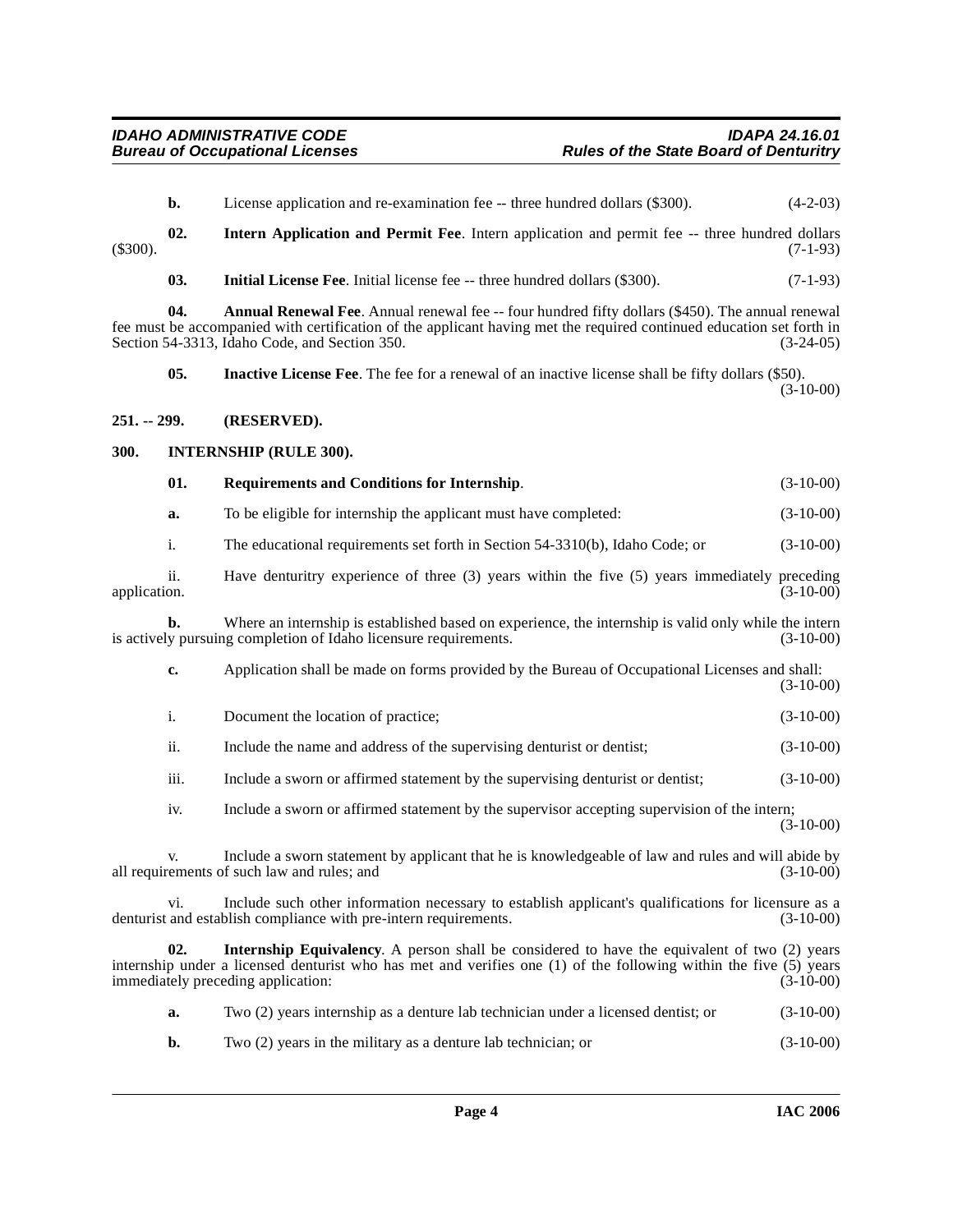**b.** License application and re-examination fee -- three hundred dollars ($300). (4-2-03)

**02. Intern Application and Permit Fee**. Intern application and permit fee -- three hundred dollars ($300). (7-1-93)

**03. Initial License Fee**. Initial license fee -- three hundred dollars ($300). (7-1-93)

**04. Annual Renewal Fee**. Annual renewal fee -- four hundred fifty dollars ($450). The annual renewal fee must be accompanied with certification of the applicant having met the required continued education set forth in Section 54-3313, Idaho Code, and Section 350. (3-24-05)

**05. Inactive License Fee**. The fee for a renewal of an inactive license shall be fifty dollars ($50). (3-10-00)

## 251. -- 299. (RESERVED).

## 300. INTERNSHIP (RULE 300).

**01. Requirements and Conditions for Internship**. (3-10-00)

**a.** To be eligible for internship the applicant must have completed: (3-10-00)

i. The educational requirements set forth in Section 54-3310(b), Idaho Code; or (3-10-00)

ii. Have denturitry experience of three (3) years within the five (5) years immediately preceding application. (3-10-00)

**b.** Where an internship is established based on experience, the internship is valid only while the intern is actively pursuing completion of Idaho licensure requirements. (3-10-00)

**c.** Application shall be made on forms provided by the Bureau of Occupational Licenses and shall: (3-10-00)

i. Document the location of practice; (3-10-00)

ii. Include the name and address of the supervising denturist or dentist; (3-10-00)

iii. Include a sworn or affirmed statement by the supervising denturist or dentist; (3-10-00)

iv. Include a sworn or affirmed statement by the supervisor accepting supervision of the intern; (3-10-00)

v. Include a sworn statement by applicant that he is knowledgeable of law and rules and will abide by all requirements of such law and rules; and (3-10-00)

vi. Include such other information necessary to establish applicant's qualifications for licensure as a denturist and establish compliance with pre-intern requirements. (3-10-00)

**02. Internship Equivalency**. A person shall be considered to have the equivalent of two (2) years internship under a licensed denturist who has met and verifies one (1) of the following within the five (5) years immediately preceding application: (3-10-00)

**a.** Two (2) years internship as a denture lab technician under a licensed dentist; or (3-10-00)

**b.** Two (2) years in the military as a denture lab technician; or (3-10-00)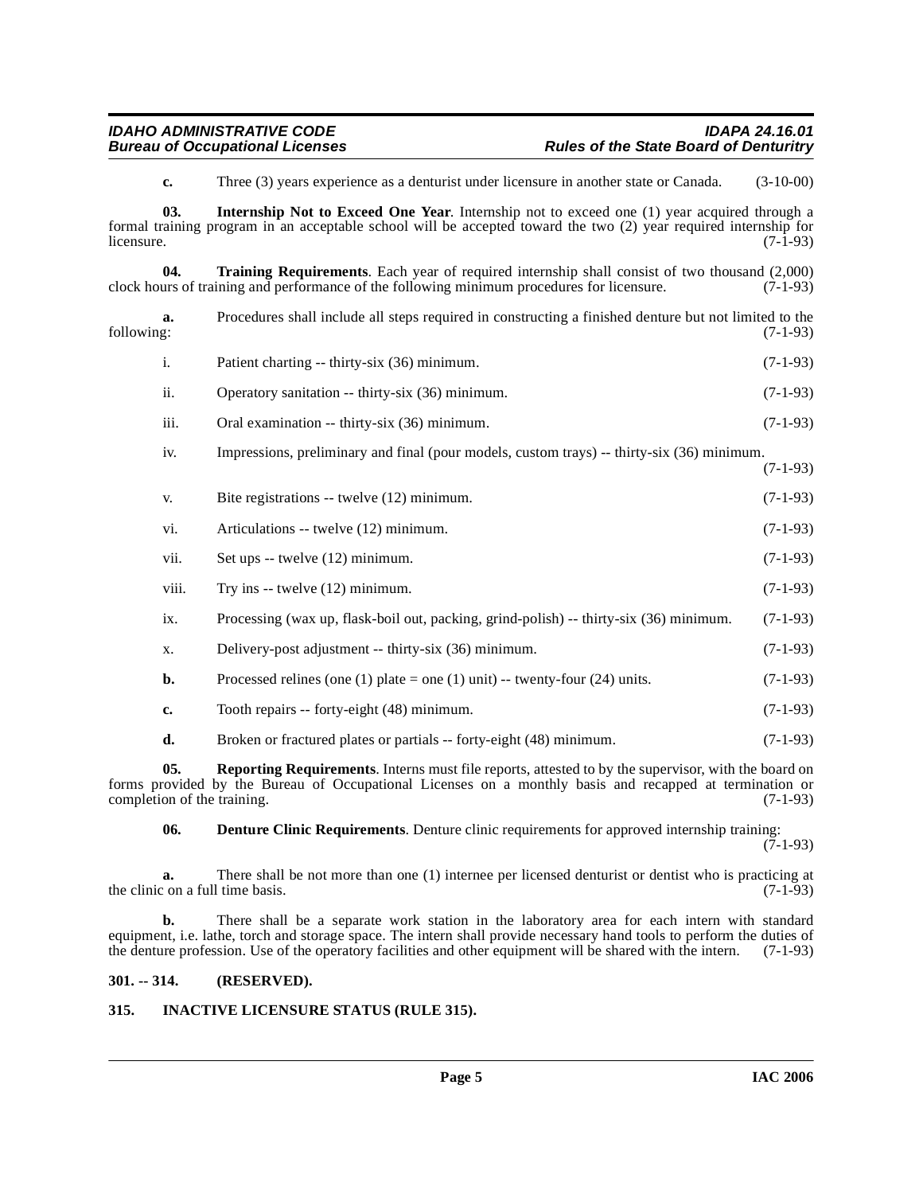**c.** Three (3) years experience as a denturist under licensure in another state or Canada. (3-10-00)

**03. Internship Not to Exceed One Year**. Internship not to exceed one (1) year acquired through a formal training program in an acceptable school will be accepted toward the two (2) year required internship for licensure. (7-1-93)

**04. Training Requirements**. Each year of required internship shall consist of two thousand (2,000) clock hours of training and performance of the following minimum procedures for licensure. (7-1-93)

**a.** Procedures shall include all steps required in constructing a finished denture but not limited to the following: (7-1-93)

i. Patient charting -- thirty-six (36) minimum. (7-1-93)

ii. Operatory sanitation -- thirty-six (36) minimum. (7-1-93)

iii. Oral examination -- thirty-six (36) minimum. (7-1-93)

iv. Impressions, preliminary and final (pour models, custom trays) -- thirty-six (36) minimum. (7-1-93)

v. Bite registrations -- twelve (12) minimum. (7-1-93)

vi. Articulations -- twelve (12) minimum. (7-1-93)

vii. Set ups -- twelve (12) minimum. (7-1-93)

viii. Try ins -- twelve (12) minimum. (7-1-93)

ix. Processing (wax up, flask-boil out, packing, grind-polish) -- thirty-six (36) minimum. (7-1-93)

x. Delivery-post adjustment -- thirty-six (36) minimum. (7-1-93)

**b.** Processed relines (one (1) plate = one (1) unit) -- twenty-four (24) units. (7-1-93)

**c.** Tooth repairs -- forty-eight (48) minimum. (7-1-93)

**d.** Broken or fractured plates or partials -- forty-eight (48) minimum. (7-1-93)

**05. Reporting Requirements**. Interns must file reports, attested to by the supervisor, with the board on forms provided by the Bureau of Occupational Licenses on a monthly basis and recapped at termination or completion of the training. (7-1-93)

**06. Denture Clinic Requirements**. Denture clinic requirements for approved internship training: (7-1-93)

**a.** There shall be not more than one (1) internee per licensed denturist or dentist who is practicing at the clinic on a full time basis. (7-1-93)

**b.** There shall be a separate work station in the laboratory area for each intern with standard equipment, i.e. lathe, torch and storage space. The intern shall provide necessary hand tools to perform the duties of the denture profession. Use of the operatory facilities and other equipment will be shared with the intern. (7-1-93)

## 301. -- 314. (RESERVED).

## 315. INACTIVE LICENSURE STATUS (RULE 315).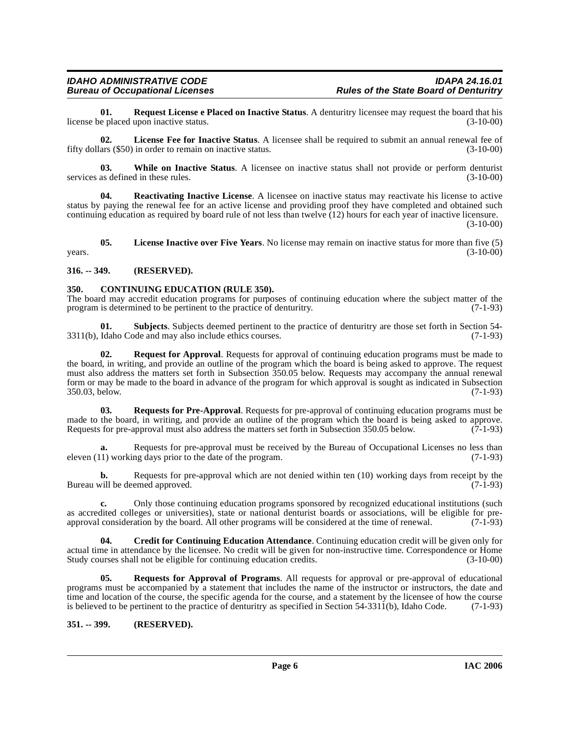**01. Request License e Placed on Inactive Status**. A denturitry licensee may request the board that his license be placed upon inactive status. (3-10-00)

**02. License Fee for Inactive Status**. A licensee shall be required to submit an annual renewal fee of fifty dollars ($50) in order to remain on inactive status. (3-10-00)

**03. While on Inactive Status**. A licensee on inactive status shall not provide or perform denturist services as defined in these rules. (3-10-00)

**04. Reactivating Inactive License**. A licensee on inactive status may reactivate his license to active status by paying the renewal fee for an active license and providing proof they have completed and obtained such continuing education as required by board rule of not less than twelve (12) hours for each year of inactive licensure. (3-10-00)

**05. License Inactive over Five Years**. No license may remain on inactive status for more than five (5) years. (3-10-00)

## 316. -- 349. (RESERVED).

## 350. CONTINUING EDUCATION (RULE 350).

The board may accredit education programs for purposes of continuing education where the subject matter of the program is determined to be pertinent to the practice of denturitry. (7-1-93)

**01. Subjects**. Subjects deemed pertinent to the practice of denturitry are those set forth in Section 54-3311(b), Idaho Code and may also include ethics courses. (7-1-93)

**02. Request for Approval**. Requests for approval of continuing education programs must be made to the board, in writing, and provide an outline of the program which the board is being asked to approve. The request must also address the matters set forth in Subsection 350.05 below. Requests may accompany the annual renewal form or may be made to the board in advance of the program for which approval is sought as indicated in Subsection 350.03, below. (7-1-93)

**03. Requests for Pre-Approval**. Requests for pre-approval of continuing education programs must be made to the board, in writing, and provide an outline of the program which the board is being asked to approve. Requests for pre-approval must also address the matters set forth in Subsection 350.05 below. (7-1-93)

**a.** Requests for pre-approval must be received by the Bureau of Occupational Licenses no less than eleven (11) working days prior to the date of the program. (7-1-93)

**b.** Requests for pre-approval which are not denied within ten (10) working days from receipt by the Bureau will be deemed approved. (7-1-93)

**c.** Only those continuing education programs sponsored by recognized educational institutions (such as accredited colleges or universities), state or national denturist boards or associations, will be eligible for pre-approval consideration by the board. All other programs will be considered at the time of renewal. (7-1-93)

**04. Credit for Continuing Education Attendance**. Continuing education credit will be given only for actual time in attendance by the licensee. No credit will be given for non-instructive time. Correspondence or Home Study courses shall not be eligible for continuing education credits. (3-10-00)

**05. Requests for Approval of Programs**. All requests for approval or pre-approval of educational programs must be accompanied by a statement that includes the name of the instructor or instructors, the date and time and location of the course, the specific agenda for the course, and a statement by the licensee of how the course is believed to be pertinent to the practice of denturitry as specified in Section 54-3311(b), Idaho Code. (7-1-93)

## 351. -- 399. (RESERVED).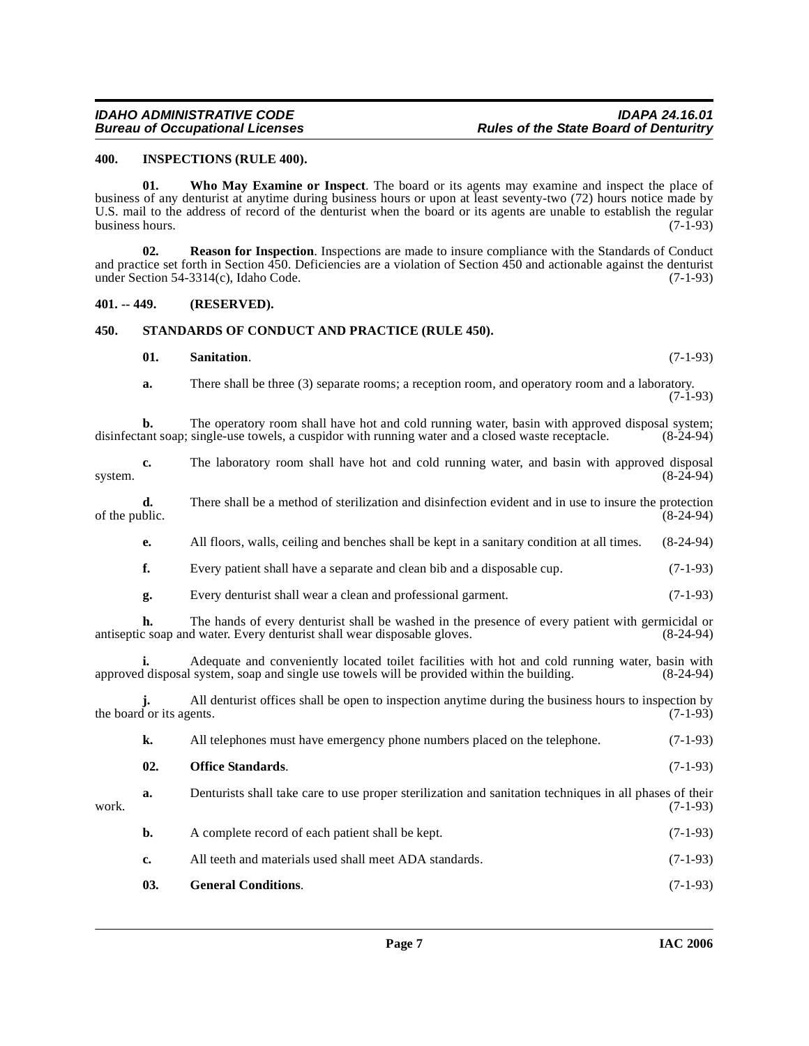## 400. INSPECTIONS (RULE 400).

**01. Who May Examine or Inspect**. The board or its agents may examine and inspect the place of business of any denturist at anytime during business hours or upon at least seventy-two (72) hours notice made by U.S. mail to the address of record of the denturist when the board or its agents are unable to establish the regular business hours. (7-1-93)

**02. Reason for Inspection**. Inspections are made to insure compliance with the Standards of Conduct and practice set forth in Section 450. Deficiencies are a violation of Section 450 and actionable against the denturist under Section 54-3314(c), Idaho Code. (7-1-93)

## 401. -- 449. (RESERVED).

## 450. STANDARDS OF CONDUCT AND PRACTICE (RULE 450).

**01. Sanitation**. (7-1-93)

**a.** There shall be three (3) separate rooms; a reception room, and operatory room and a laboratory. (7-1-93)

**b.** The operatory room shall have hot and cold running water, basin with approved disposal system; disinfectant soap; single-use towels, a cuspidor with running water and a closed waste receptacle. (8-24-94)

**c.** The laboratory room shall have hot and cold running water, and basin with approved disposal system. (8-24-94)

**d.** There shall be a method of sterilization and disinfection evident and in use to insure the protection of the public. (8-24-94)

**e.** All floors, walls, ceiling and benches shall be kept in a sanitary condition at all times. (8-24-94)

**f.** Every patient shall have a separate and clean bib and a disposable cup. (7-1-93)

**g.** Every denturist shall wear a clean and professional garment. (7-1-93)

**h.** The hands of every denturist shall be washed in the presence of every patient with germicidal or antiseptic soap and water. Every denturist shall wear disposable gloves. (8-24-94)

**i.** Adequate and conveniently located toilet facilities with hot and cold running water, basin with approved disposal system, soap and single use towels will be provided within the building. (8-24-94)

**j.** All denturist offices shall be open to inspection anytime during the business hours to inspection by the board or its agents. (7-1-93)

**k.** All telephones must have emergency phone numbers placed on the telephone. (7-1-93)

**02. Office Standards**. (7-1-93)

**a.** Denturists shall take care to use proper sterilization and sanitation techniques in all phases of their work. (7-1-93)

**b.** A complete record of each patient shall be kept. (7-1-93)

**c.** All teeth and materials used shall meet ADA standards. (7-1-93)

**03. General Conditions**. (7-1-93)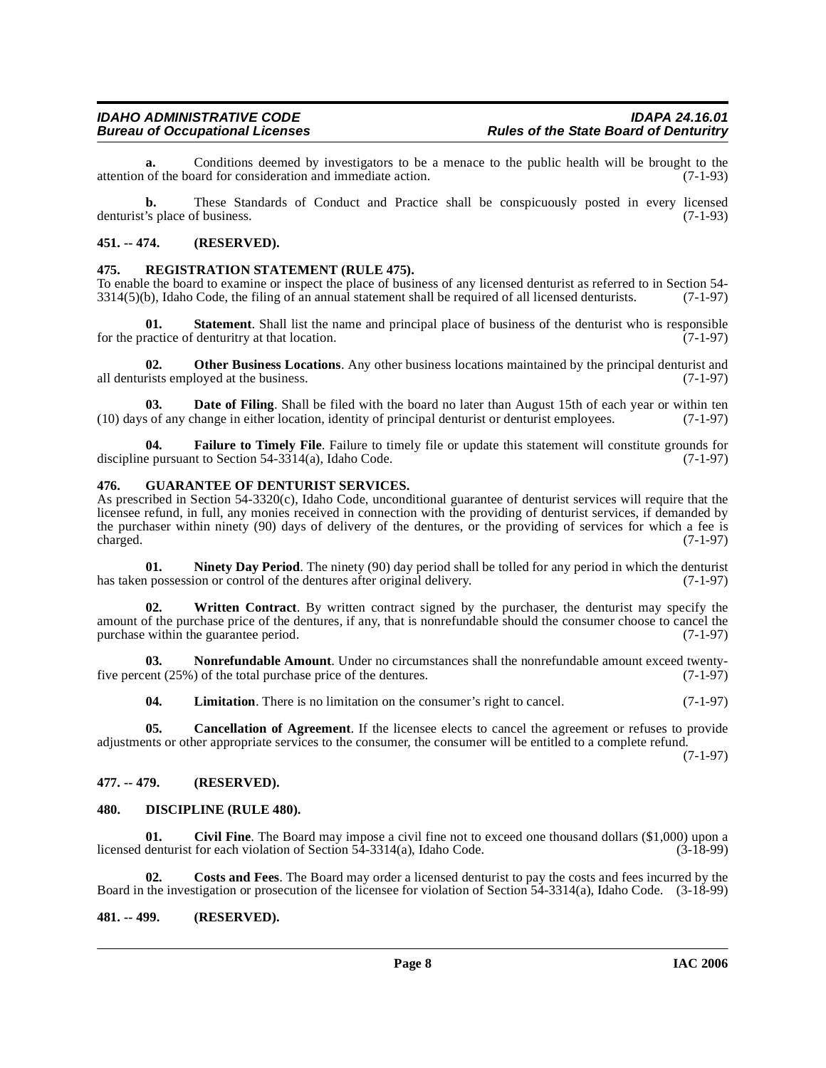**a.** Conditions deemed by investigators to be a menace to the public health will be brought to the attention of the board for consideration and immediate action. (7-1-93)

**b.** These Standards of Conduct and Practice shall be conspicuously posted in every licensed denturist's place of business. (7-1-93)

## 451. -- 474. (RESERVED).

## 475. REGISTRATION STATEMENT (RULE 475).

To enable the board to examine or inspect the place of business of any licensed denturist as referred to in Section 54-3314(5)(b), Idaho Code, the filing of an annual statement shall be required of all licensed denturists. (7-1-97)

**01. Statement**. Shall list the name and principal place of business of the denturist who is responsible for the practice of denturitry at that location. (7-1-97)

**02. Other Business Locations**. Any other business locations maintained by the principal denturist and all denturists employed at the business. (7-1-97)

**03. Date of Filing**. Shall be filed with the board no later than August 15th of each year or within ten (10) days of any change in either location, identity of principal denturist or denturist employees. (7-1-97)

**04. Failure to Timely File**. Failure to timely file or update this statement will constitute grounds for discipline pursuant to Section 54-3314(a), Idaho Code. (7-1-97)

## 476. GUARANTEE OF DENTURIST SERVICES.

As prescribed in Section 54-3320(c), Idaho Code, unconditional guarantee of denturist services will require that the licensee refund, in full, any monies received in connection with the providing of denturist services, if demanded by the purchaser within ninety (90) days of delivery of the dentures, or the providing of services for which a fee is charged. (7-1-97)

**01. Ninety Day Period**. The ninety (90) day period shall be tolled for any period in which the denturist has taken possession or control of the dentures after original delivery. (7-1-97)

**02. Written Contract**. By written contract signed by the purchaser, the denturist may specify the amount of the purchase price of the dentures, if any, that is nonrefundable should the consumer choose to cancel the purchase within the guarantee period. (7-1-97)

**03. Nonrefundable Amount**. Under no circumstances shall the nonrefundable amount exceed twenty-five percent (25%) of the total purchase price of the dentures. (7-1-97)

**04. Limitation**. There is no limitation on the consumer's right to cancel. (7-1-97)

**05. Cancellation of Agreement**. If the licensee elects to cancel the agreement or refuses to provide adjustments or other appropriate services to the consumer, the consumer will be entitled to a complete refund. (7-1-97)

## 477. -- 479. (RESERVED).

## 480. DISCIPLINE (RULE 480).

**01. Civil Fine**. The Board may impose a civil fine not to exceed one thousand dollars ($1,000) upon a licensed denturist for each violation of Section 54-3314(a), Idaho Code. (3-18-99)

**02. Costs and Fees**. The Board may order a licensed denturist to pay the costs and fees incurred by the Board in the investigation or prosecution of the licensee for violation of Section 54-3314(a), Idaho Code. (3-18-99)

## 481. -- 499. (RESERVED).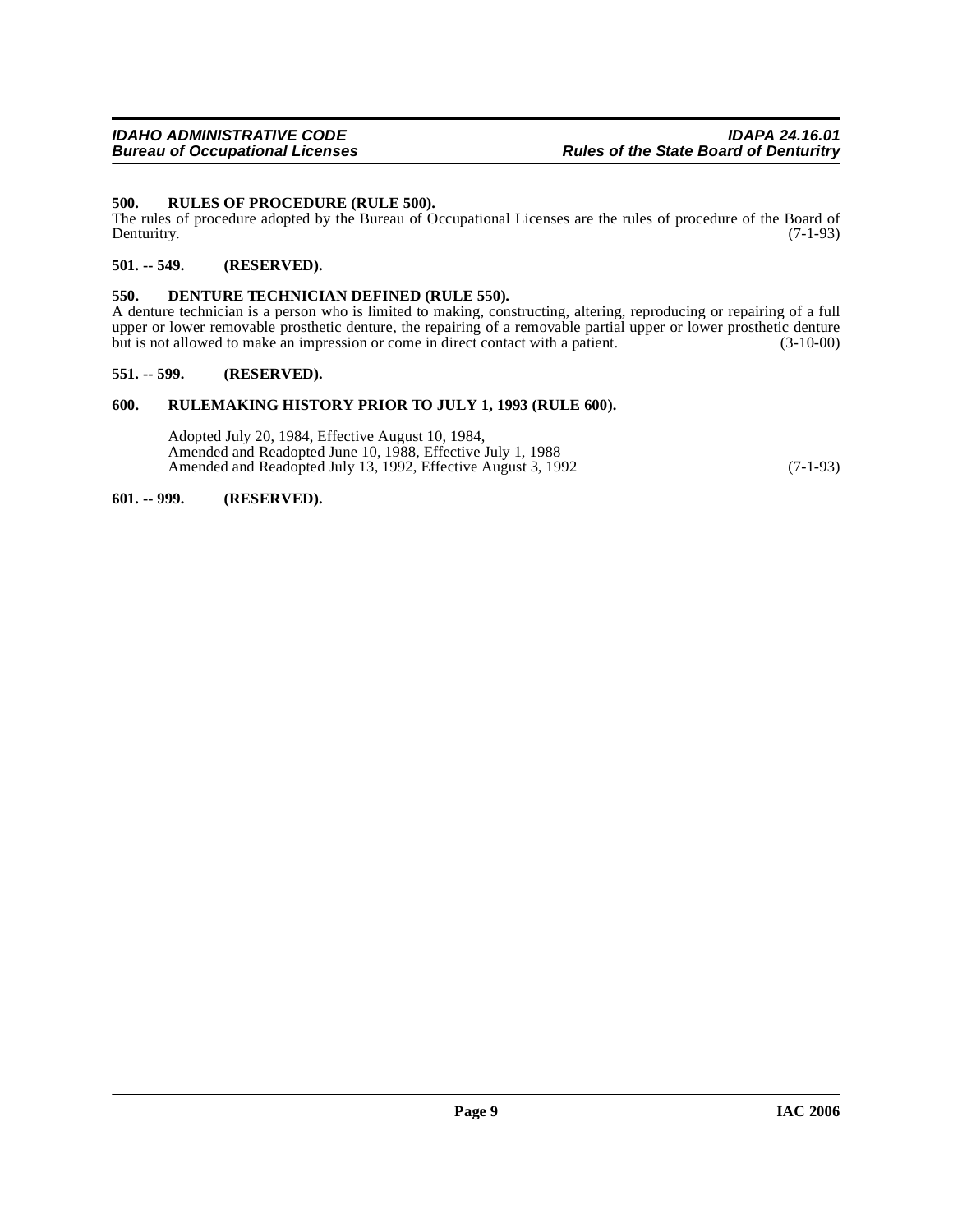### 500. RULES OF PROCEDURE (RULE 500).

The rules of procedure adopted by the Bureau of Occupational Licenses are the rules of procedure of the Board of Denturitry. (7-1-93)

### 501. -- 549. (RESERVED).

### 550. DENTURE TECHNICIAN DEFINED (RULE 550).

A denture technician is a person who is limited to making, constructing, altering, reproducing or repairing of a full upper or lower removable prosthetic denture, the repairing of a removable partial upper or lower prosthetic denture but is not allowed to make an impression or come in direct contact with a patient. (3-10-00)

### 551. -- 599. (RESERVED).

### 600. RULEMAKING HISTORY PRIOR TO JULY 1, 1993 (RULE 600).

Adopted July 20, 1984, Effective August 10, 1984,
Amended and Readopted June 10, 1988, Effective July 1, 1988
Amended and Readopted July 13, 1992, Effective August 3, 1992 (7-1-93)

### 601. -- 999. (RESERVED).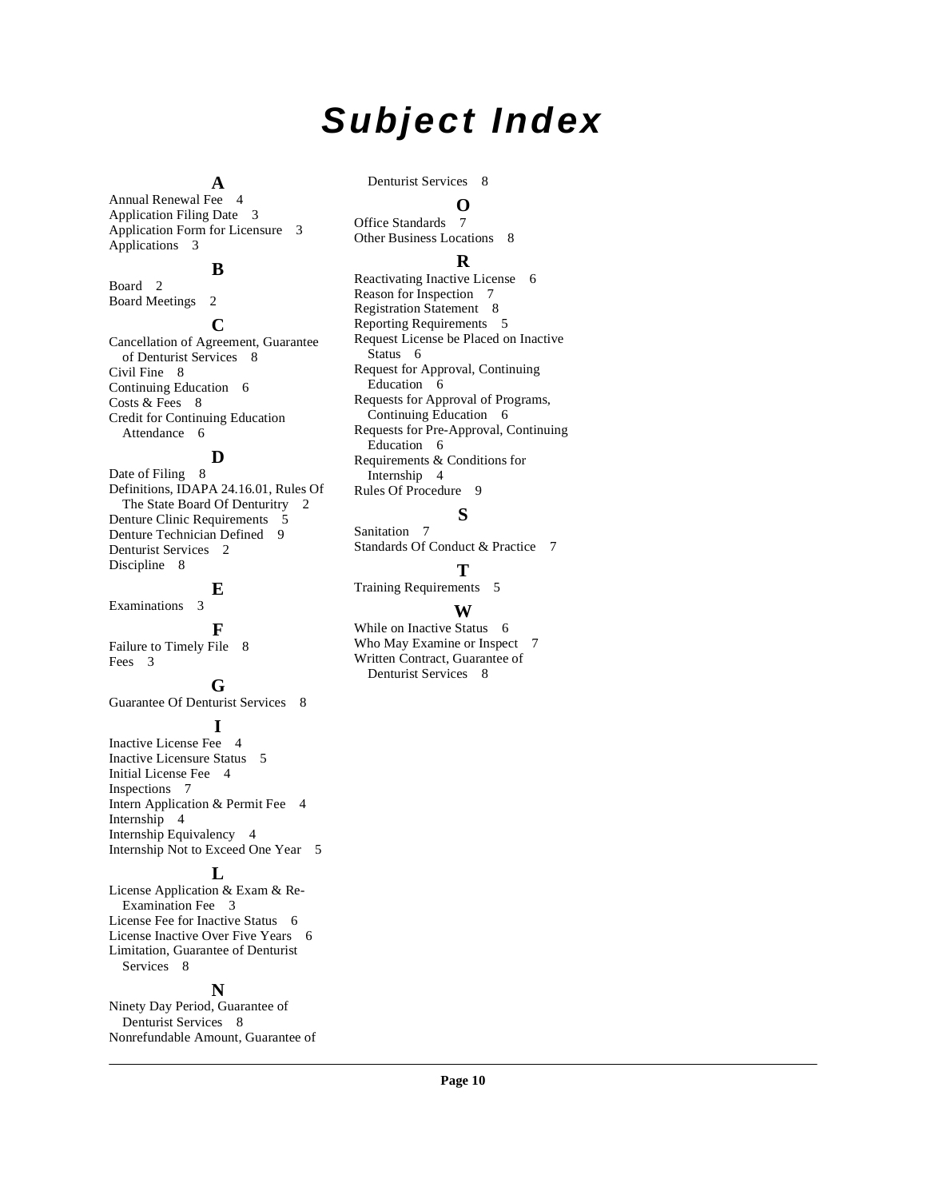# Subject Index

**A**

Annual Renewal Fee 4
Application Filing Date 3
Application Form for Licensure 3
Applications 3

**B**

Board 2
Board Meetings 2

**C**

Cancellation of Agreement, Guarantee of Denturist Services 8
Civil Fine 8
Continuing Education 6
Costs & Fees 8
Credit for Continuing Education Attendance 6

**D**

Date of Filing 8
Definitions, IDAPA 24.16.01, Rules Of The State Board Of Denturitry 2
Denture Clinic Requirements 5
Denture Technician Defined 9
Denturist Services 2
Discipline 8

**E**

Examinations 3

**F**

Failure to Timely File 8
Fees 3

**G**

Guarantee Of Denturist Services 8

**I**

Inactive License Fee 4
Inactive Licensure Status 5
Initial License Fee 4
Inspections 7
Intern Application & Permit Fee 4
Internship 4
Internship Equivalency 4
Internship Not to Exceed One Year 5

**L**

License Application & Exam & Re-Examination Fee 3
License Fee for Inactive Status 6
License Inactive Over Five Years 6
Limitation, Guarantee of Denturist Services 8

**N**

Ninety Day Period, Guarantee of Denturist Services 8
Nonrefundable Amount, Guarantee of Denturist Services 8

**O**

Office Standards 7
Other Business Locations 8

**R**

Reactivating Inactive License 6
Reason for Inspection 7
Registration Statement 8
Reporting Requirements 5
Request License be Placed on Inactive Status 6
Request for Approval, Continuing Education 6
Requests for Approval of Programs, Continuing Education 6
Requests for Pre-Approval, Continuing Education 6
Requirements & Conditions for Internship 4
Rules Of Procedure 9

**S**

Sanitation 7
Standards Of Conduct & Practice 7

**T**

Training Requirements 5

**W**

While on Inactive Status 6
Who May Examine or Inspect 7
Written Contract, Guarantee of Denturist Services 8